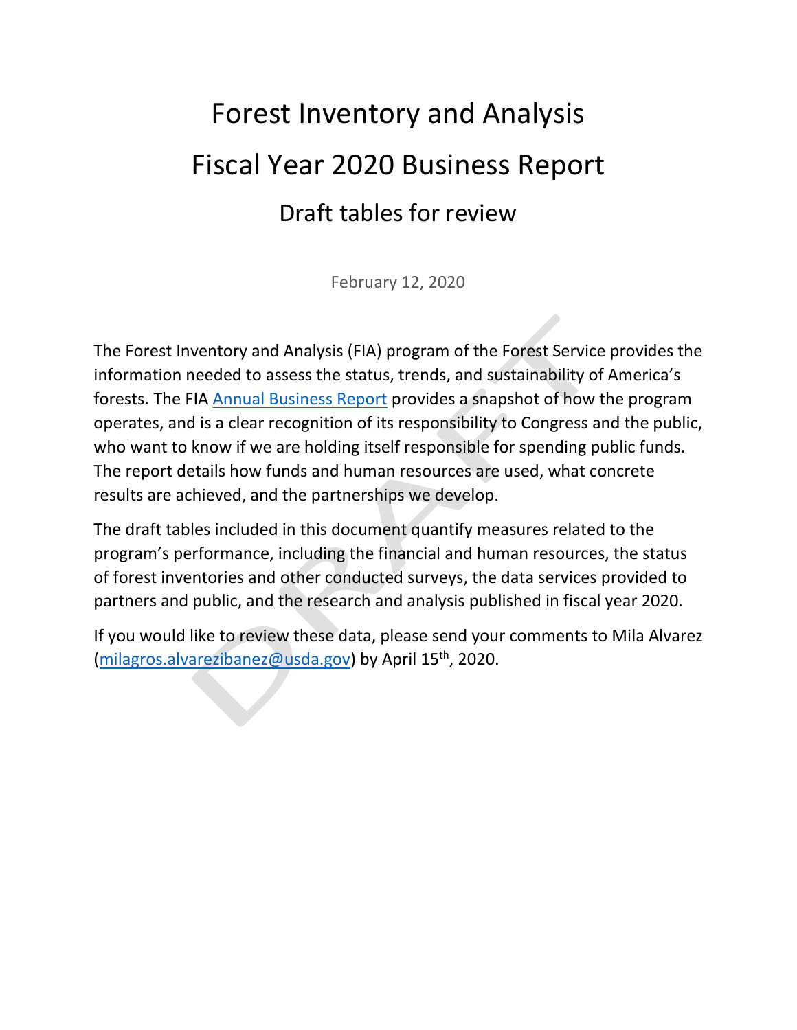# Forest Inventory and Analysis

# Fiscal Year 2020 Business Report

## Draft tables for review

February 12, 2020

The Forest Inventory and Analysis (FIA) program of the Forest Service provides the information needed to assess the status, trends, and sustainability of America's forests. The FIA Annual Business Report provides a snapshot of how the program operates, and is a clear recognition of its responsibility to Congress and the public, who want to know if we are holding itself responsible for spending public funds. The report details how funds and human resources are used, what concrete results are achieved, and the partnerships we develop.

The draft tables included in this document quantify measures related to the program's performance, including the financial and human resources, the status of forest inventories and other conducted surveys, the data services provided to partners and public, and the research and analysis published in fiscal year 2020.

If you would like to review these data, please send your comments to Mila Alvarez (milagros.alvarezibanez@usda.gov) by April 15th, 2020.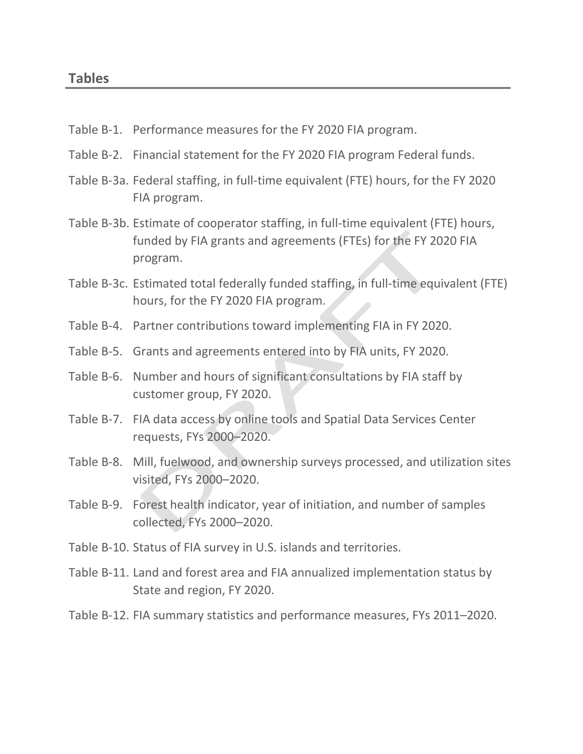## Tables

Table B-1. Performance measures for the FY 2020 FIA program.

Table B-2. Financial statement for the FY 2020 FIA program Federal funds.

Table B-3a. Federal staffing, in full-time equivalent (FTE) hours, for the FY 2020 FIA program.

Table B-3b. Estimate of cooperator staffing, in full-time equivalent (FTE) hours, funded by FIA grants and agreements (FTEs) for the FY 2020 FIA program.

Table B-3c. Estimated total federally funded staffing, in full-time equivalent (FTE) hours, for the FY 2020 FIA program.

Table B-4. Partner contributions toward implementing FIA in FY 2020.

Table B-5. Grants and agreements entered into by FIA units, FY 2020.

Table B-6. Number and hours of significant consultations by FIA staff by customer group, FY 2020.

Table B-7. FIA data access by online tools and Spatial Data Services Center requests, FYs 2000–2020.

Table B-8. Mill, fuelwood, and ownership surveys processed, and utilization sites visited, FYs 2000–2020.

Table B-9. Forest health indicator, year of initiation, and number of samples collected, FYs 2000–2020.

Table B-10. Status of FIA survey in U.S. islands and territories.

Table B-11. Land and forest area and FIA annualized implementation status by State and region, FY 2020.

Table B-12. FIA summary statistics and performance measures, FYs 2011–2020.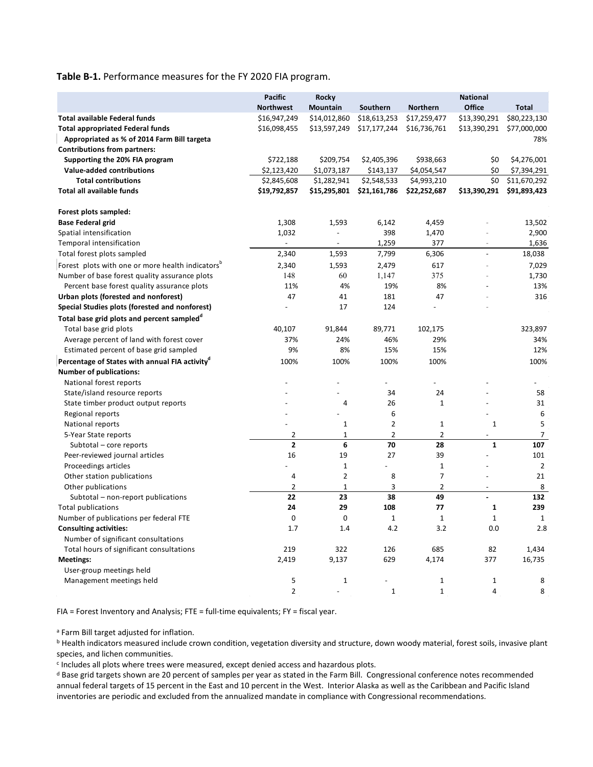**Table B-1.** Performance measures for the FY 2020 FIA program.

| | Pacific Northwest | Rocky Mountain | Southern | Northern | National Office | Total |
|---|---|---|---|---|---|---|
| **Total available Federal funds** | $16,947,249 | $14,012,860 | $18,613,253 | $17,259,477 | $13,390,291 | $80,223,130 |
| **Total appropriated Federal funds** | $16,098,455 | $13,597,249 | $17,177,244 | $16,736,761 | $13,390,291 | $77,000,000 |
| **Appropriated as % of 2014 Farm Bill target[a]** | | | | | | 78% |
| **Contributions from partners:** | | | | | | |
| **Supporting the 20% FIA program** | $722,188 | $209,754 | $2,405,396 | $938,663 | $0 | $4,276,001 |
| **Value-added contributions** | $2,123,420 | $1,073,187 | $143,137 | $4,054,547 | $0 | $7,394,291 |
| **Total contributions** | $2,845,608 | $1,282,941 | $2,548,533 | $4,993,210 | $0 | $11,670,292 |
| **Total all available funds** | **$19,792,857** | **$15,295,801** | **$21,161,786** | **$22,252,687** | **$13,390,291** | **$91,893,423** |
| **Forest plots sampled:** | | | | | | |
| **Base Federal grid** | 1,308 | 1,593 | 6,142 | 4,459 | - | 13,502 |
| Spatial intensification | 1,032 | - | 398 | 1,470 | - | 2,900 |
| Temporal intensification | - | - | 1,259 | 377 | - | 1,636 |
| Total forest plots sampled | 2,340 | 1,593 | 7,799 | 6,306 | - | 18,038 |
| Forest plots with one or more health indicators[b] | 2,340 | 1,593 | 2,479 | 617 | - | 7,029 |
| Number of base forest quality assurance plots | 148 | 60 | 1,147 | 375 | - | 1,730 |
| Percent base forest quality assurance plots | 11% | 4% | 19% | 8% | - | 13% |
| **Urban plots (forested and nonforest)** | 47 | 41 | 181 | 47 | - | 316 |
| **Special Studies plots (forested and nonforest)** | - | 17 | 124 | - | - | |
| **Total base grid plots and percent sampled[d]** | | | | | | |
| Total base grid plots | 40,107 | 91,844 | 89,771 | 102,175 | | 323,897 |
| Average percent of land with forest cover | 37% | 24% | 46% | 29% | | 34% |
| Estimated percent of base grid sampled | 9% | 8% | 15% | 15% | | 12% |
| **Percentage of States with annual FIA activity[d]** | 100% | 100% | 100% | 100% | | 100% |
| **Number of publications:** | | | | | | |
| National forest reports | - | - | - | - | - | - |
| State/island resource reports | - | - | 34 | 24 | - | 58 |
| State timber product output reports | - | 4 | 26 | 1 | - | 31 |
| Regional reports | - | - | 6 | | - | 6 |
| National reports | - | 1 | 2 | 1 | 1 | 5 |
| 5-Year State reports | 2 | 1 | 2 | 2 | - | 7 |
| Subtotal – core reports | **2** | **6** | **70** | **28** | **1** | **107** |
| Peer-reviewed journal articles | 16 | 19 | 27 | 39 | - | 101 |
| Proceedings articles | - | 1 | - | 1 | - | 2 |
| Other station publications | 4 | 2 | 8 | 7 | - | 21 |
| Other publications | 2 | 1 | 3 | 2 | - | 8 |
| Subtotal – non-report publications | **22** | **23** | **38** | **49** | **-** | **132** |
| Total publications | **24** | **29** | **108** | **77** | **1** | **239** |
| Number of publications per federal FTE | 0 | 0 | 1 | 1 | 1 | 1 |
| **Consulting activities:** | 1.7 | 1.4 | 4.2 | 3.2 | 0.0 | 2.8 |
| Number of significant consultations | | | | | | |
| Total hours of significant consultations | 219 | 322 | 126 | 685 | 82 | 1,434 |
| **Meetings:** | 2,419 | 9,137 | 629 | 4,174 | 377 | 16,735 |
| User-group meetings held | | | | | | |
| Management meetings held | 5 | 1 | - | 1 | 1 | 8 |
| | 2 | - | 1 | 1 | 4 | 8 |

FIA = Forest Inventory and Analysis; FTE = full-time equivalents; FY = fiscal year.

[a] Farm Bill target adjusted for inflation.

[b] Health indicators measured include crown condition, vegetation diversity and structure, down woody material, forest soils, invasive plant species, and lichen communities.

[c] Includes all plots where trees were measured, except denied access and hazardous plots.

[d] Base grid targets shown are 20 percent of samples per year as stated in the Farm Bill. Congressional conference notes recommended annual federal targets of 15 percent in the East and 10 percent in the West. Interior Alaska as well as the Caribbean and Pacific Island inventories are periodic and excluded from the annualized mandate in compliance with Congressional recommendations.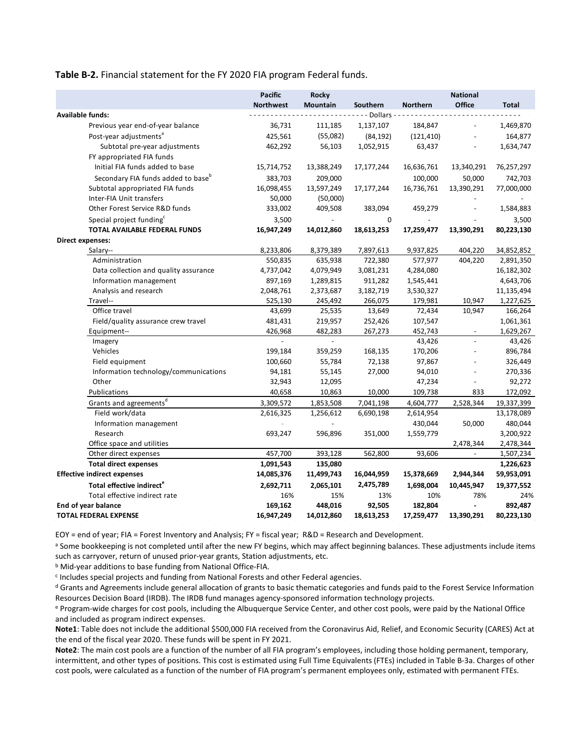**Table B-2.** Financial statement for the FY 2020 FIA program Federal funds.

| | Pacific Northwest | Rocky Mountain | Southern | Northern | National Office | Total |
|---|---|---|---|---|---|---|
| | - - - - - - - - | - - - - - - - - | - - - Dollars - - - | - - - - - - - - | - - - - - - - - | - - - - - - - - |
| **Available funds:** | | | | | | |
| Previous year end-of-year balance | 36,731 | 111,185 | 1,137,107 | 184,847 | - | 1,469,870 |
| Post-year adjustments[a] | 425,561 | (55,082) | (84,192) | (121,410) | - | 164,877 |
| Subtotal pre-year adjustments | 462,292 | 56,103 | 1,052,915 | 63,437 | - | 1,634,747 |
| FY appropriated FIA funds | | | | | | |
| Initial FIA funds added to base | 15,714,752 | 13,388,249 | 17,177,244 | 16,636,761 | 13,340,291 | 76,257,297 |
| Secondary FIA funds added to base[b] | 383,703 | 209,000 | | 100,000 | 50,000 | 742,703 |
| Subtotal appropriated FIA funds | 16,098,455 | 13,597,249 | 17,177,244 | 16,736,761 | 13,390,291 | 77,000,000 |
| Inter-FIA Unit transfers | 50,000 | (50,000) | | | - | - |
| Other Forest Service R&D funds | 333,002 | 409,508 | 383,094 | 459,279 | - | 1,584,883 |
| Special project funding[c] | 3,500 | - | 0 | - | - | 3,500 |
| **TOTAL AVAILABLE FEDERAL FUNDS** | **16,947,249** | **14,012,860** | **18,613,253** | **17,259,477** | **13,390,291** | **80,223,130** |
| **Direct expenses:** | | | | | | |
| Salary-- | 8,233,806 | 8,379,389 | 7,897,613 | 9,937,825 | 404,220 | 34,852,852 |
| Administration | 550,835 | 635,938 | 722,380 | 577,977 | 404,220 | 2,891,350 |
| Data collection and quality assurance | 4,737,042 | 4,079,949 | 3,081,231 | 4,284,080 | | 16,182,302 |
| Information management | 897,169 | 1,289,815 | 911,282 | 1,545,441 | | 4,643,706 |
| Analysis and research | 2,048,761 | 2,373,687 | 3,182,719 | 3,530,327 | | 11,135,494 |
| Travel-- | 525,130 | 245,492 | 266,075 | 179,981 | 10,947 | 1,227,625 |
| Office travel | 43,699 | 25,535 | 13,649 | 72,434 | 10,947 | 166,264 |
| Field/quality assurance crew travel | 481,431 | 219,957 | 252,426 | 107,547 | | 1,061,361 |
| Equipment-- | 426,968 | 482,283 | 267,273 | 452,743 | - | 1,629,267 |
| Imagery | - | - | | 43,426 | - | 43,426 |
| Vehicles | 199,184 | 359,259 | 168,135 | 170,206 | - | 896,784 |
| Field equipment | 100,660 | 55,784 | 72,138 | 97,867 | - | 326,449 |
| Information technology/communications | 94,181 | 55,145 | 27,000 | 94,010 | - | 270,336 |
| Other | 32,943 | 12,095 | | 47,234 | - | 92,272 |
| Publications | 40,658 | 10,863 | 10,000 | 109,738 | 833 | 172,092 |
| Grants and agreements[d] | 3,309,572 | 1,853,508 | 7,041,198 | 4,604,777 | 2,528,344 | 19,337,399 |
| Field work/data | 2,616,325 | 1,256,612 | 6,690,198 | 2,614,954 | | 13,178,089 |
| Information management | - | - | | 430,044 | 50,000 | 480,044 |
| Research | 693,247 | 596,896 | 351,000 | 1,559,779 | | 3,200,922 |
| Office space and utilities | | | | | 2,478,344 | 2,478,344 |
| Other direct expenses | 457,700 | 393,128 | 562,800 | 93,606 | - | 1,507,234 |
| **Total direct expenses** | **1,091,543** | **135,080** | | | | **1,226,623** |
| **Effective indirect expenses** | **14,085,376** | **11,499,743** | **16,044,959** | **15,378,669** | **2,944,344** | **59,953,091** |
| **Total effective indirect[e]** | **2,692,711** | **2,065,101** | **2,475,789** | **1,698,004** | **10,445,947** | **19,377,552** |
| Total effective indirect rate | 16% | 15% | 13% | 10% | 78% | 24% |
| **End of year balance** | **169,162** | **448,016** | **92,505** | **182,804** | **-** | **892,487** |
| **TOTAL FEDERAL EXPENSE** | **16,947,249** | **14,012,860** | **18,613,253** | **17,259,477** | **13,390,291** | **80,223,130** |

EOY = end of year; FIA = Forest Inventory and Analysis; FY = fiscal year; R&D = Research and Development.

[a] Some bookkeeping is not completed until after the new FY begins, which may affect beginning balances. These adjustments include items such as carryover, return of unused prior-year grants, Station adjustments, etc.

[b] Mid-year additions to base funding from National Office-FIA.

[c] Includes special projects and funding from National Forests and other Federal agencies.

[d] Grants and Agreements include general allocation of grants to basic thematic categories and funds paid to the Forest Service Information Resources Decision Board (IRDB). The IRDB fund manages agency-sponsored information technology projects.

[e] Program-wide charges for cost pools, including the Albuquerque Service Center, and other cost pools, were paid by the National Office and included as program indirect expenses.

**Note1**: Table does not include the additional $500,000 FIA received from the Coronavirus Aid, Relief, and Economic Security (CARES) Act at the end of the fiscal year 2020. These funds will be spent in FY 2021.

**Note2**: The main cost pools are a function of the number of all FIA program's employees, including those holding permanent, temporary, intermittent, and other types of positions. This cost is estimated using Full Time Equivalents (FTEs) included in Table B-3a. Charges of other cost pools, were calculated as a function of the number of FIA program's permanent employees only, estimated with permanent FTEs.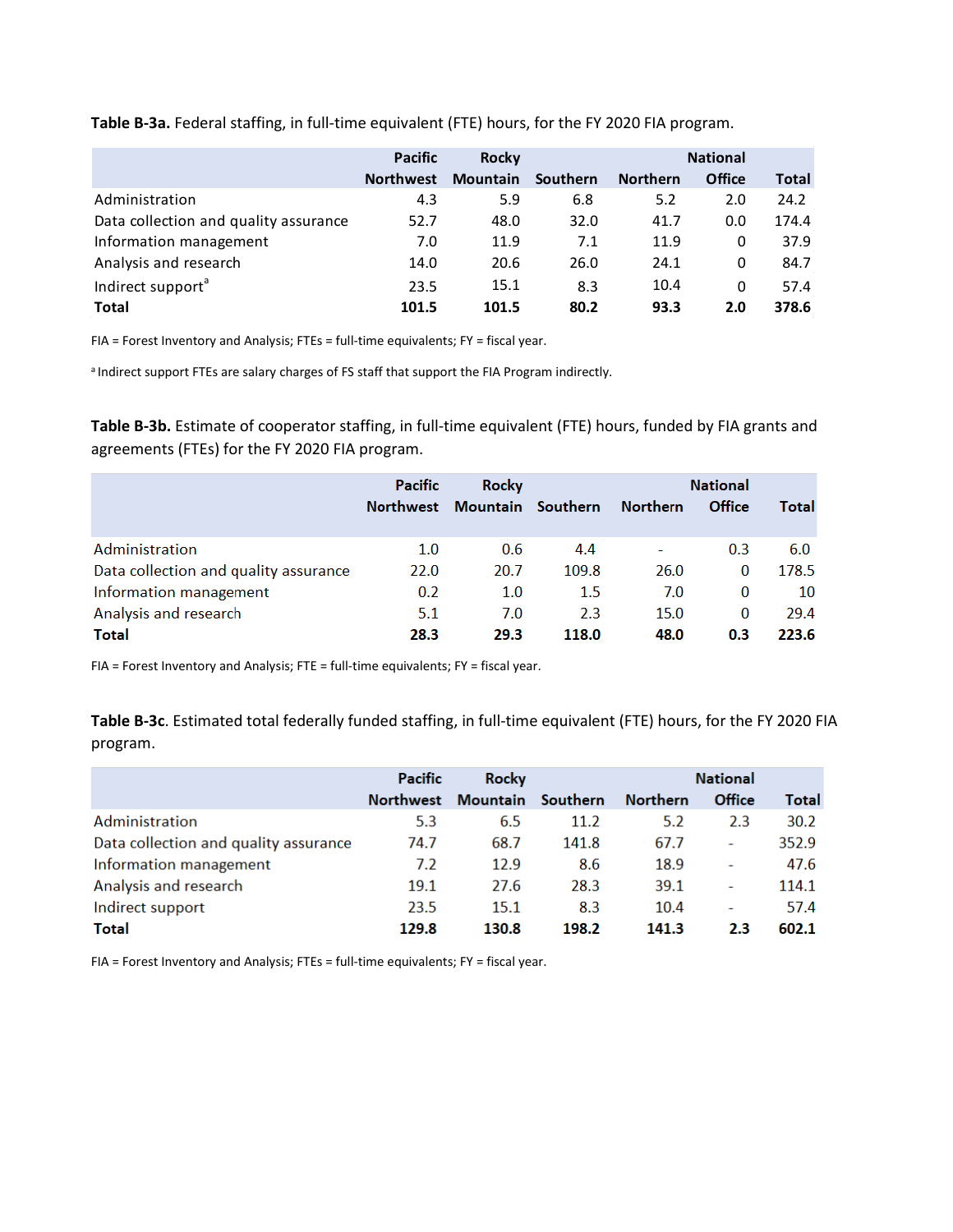**Table B-3a.** Federal staffing, in full-time equivalent (FTE) hours, for the FY 2020 FIA program.

| | Pacific Northwest | Rocky Mountain | Southern | Northern | National Office | Total |
|---|---|---|---|---|---|---|
| Administration | 4.3 | 5.9 | 6.8 | 5.2 | 2.0 | 24.2 |
| Data collection and quality assurance | 52.7 | 48.0 | 32.0 | 41.7 | 0.0 | 174.4 |
| Information management | 7.0 | 11.9 | 7.1 | 11.9 | 0 | 37.9 |
| Analysis and research | 14.0 | 20.6 | 26.0 | 24.1 | 0 | 84.7 |
| Indirect support[a] | 23.5 | 15.1 | 8.3 | 10.4 | 0 | 57.4 |
| **Total** | **101.5** | **101.5** | **80.2** | **93.3** | **2.0** | **378.6** |

FIA = Forest Inventory and Analysis; FTEs = full-time equivalents; FY = fiscal year.

[a] Indirect support FTEs are salary charges of FS staff that support the FIA Program indirectly.

**Table B-3b.** Estimate of cooperator staffing, in full-time equivalent (FTE) hours, funded by FIA grants and agreements (FTEs) for the FY 2020 FIA program.

| | Pacific Northwest | Rocky Mountain | Southern | Northern | National Office | Total |
|---|---|---|---|---|---|---|
| Administration | 1.0 | 0.6 | 4.4 | - | 0.3 | 6.0 |
| Data collection and quality assurance | 22.0 | 20.7 | 109.8 | 26.0 | 0 | 178.5 |
| Information management | 0.2 | 1.0 | 1.5 | 7.0 | 0 | 10 |
| Analysis and research | 5.1 | 7.0 | 2.3 | 15.0 | 0 | 29.4 |
| **Total** | **28.3** | **29.3** | **118.0** | **48.0** | **0.3** | **223.6** |

FIA = Forest Inventory and Analysis; FTE = full-time equivalents; FY = fiscal year.

**Table B-3c**. Estimated total federally funded staffing, in full-time equivalent (FTE) hours, for the FY 2020 FIA program.

| | Pacific Northwest | Rocky Mountain | Southern | Northern | National Office | Total |
|---|---|---|---|---|---|---|
| Administration | 5.3 | 6.5 | 11.2 | 5.2 | 2.3 | 30.2 |
| Data collection and quality assurance | 74.7 | 68.7 | 141.8 | 67.7 | - | 352.9 |
| Information management | 7.2 | 12.9 | 8.6 | 18.9 | - | 47.6 |
| Analysis and research | 19.1 | 27.6 | 28.3 | 39.1 | - | 114.1 |
| Indirect support | 23.5 | 15.1 | 8.3 | 10.4 | - | 57.4 |
| **Total** | **129.8** | **130.8** | **198.2** | **141.3** | **2.3** | **602.1** |

FIA = Forest Inventory and Analysis; FTEs = full-time equivalents; FY = fiscal year.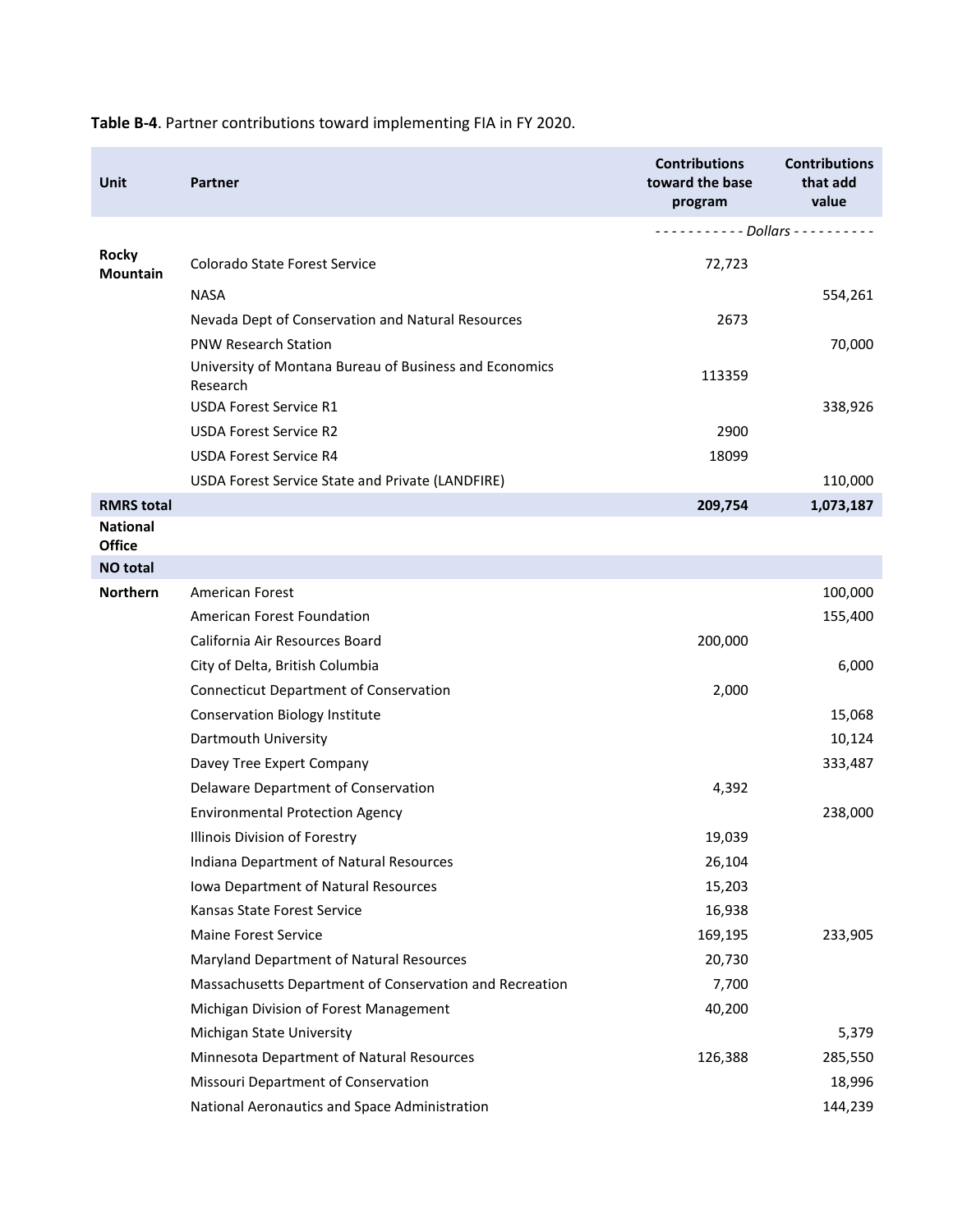**Table B-4**. Partner contributions toward implementing FIA in FY 2020.

| Unit | Partner | Contributions toward the base program | Contributions that add value |
|---|---|---|---|
| | | *- - - - - - - - - - - Dollars - - - - - - - - - -* | |
| **Rocky Mountain** | Colorado State Forest Service | 72,723 | |
| | NASA | | 554,261 |
| | Nevada Dept of Conservation and Natural Resources | 2673 | |
| | PNW Research Station | | 70,000 |
| | University of Montana Bureau of Business and Economics Research | 113359 | |
| | USDA Forest Service R1 | | 338,926 |
| | USDA Forest Service R2 | 2900 | |
| | USDA Forest Service R4 | 18099 | |
| | USDA Forest Service State and Private (LANDFIRE) | | 110,000 |
| **RMRS total** | | **209,754** | **1,073,187** |
| **National Office** | | | |
| **NO total** | | | |
| **Northern** | American Forest | | 100,000 |
| | American Forest Foundation | | 155,400 |
| | California Air Resources Board | 200,000 | |
| | City of Delta, British Columbia | | 6,000 |
| | Connecticut Department of Conservation | 2,000 | |
| | Conservation Biology Institute | | 15,068 |
| | Dartmouth University | | 10,124 |
| | Davey Tree Expert Company | | 333,487 |
| | Delaware Department of Conservation | 4,392 | |
| | Environmental Protection Agency | | 238,000 |
| | Illinois Division of Forestry | 19,039 | |
| | Indiana Department of Natural Resources | 26,104 | |
| | Iowa Department of Natural Resources | 15,203 | |
| | Kansas State Forest Service | 16,938 | |
| | Maine Forest Service | 169,195 | 233,905 |
| | Maryland Department of Natural Resources | 20,730 | |
| | Massachusetts Department of Conservation and Recreation | 7,700 | |
| | Michigan Division of Forest Management | 40,200 | |
| | Michigan State University | | 5,379 |
| | Minnesota Department of Natural Resources | 126,388 | 285,550 |
| | Missouri Department of Conservation | | 18,996 |
| | National Aeronautics and Space Administration | | 144,239 |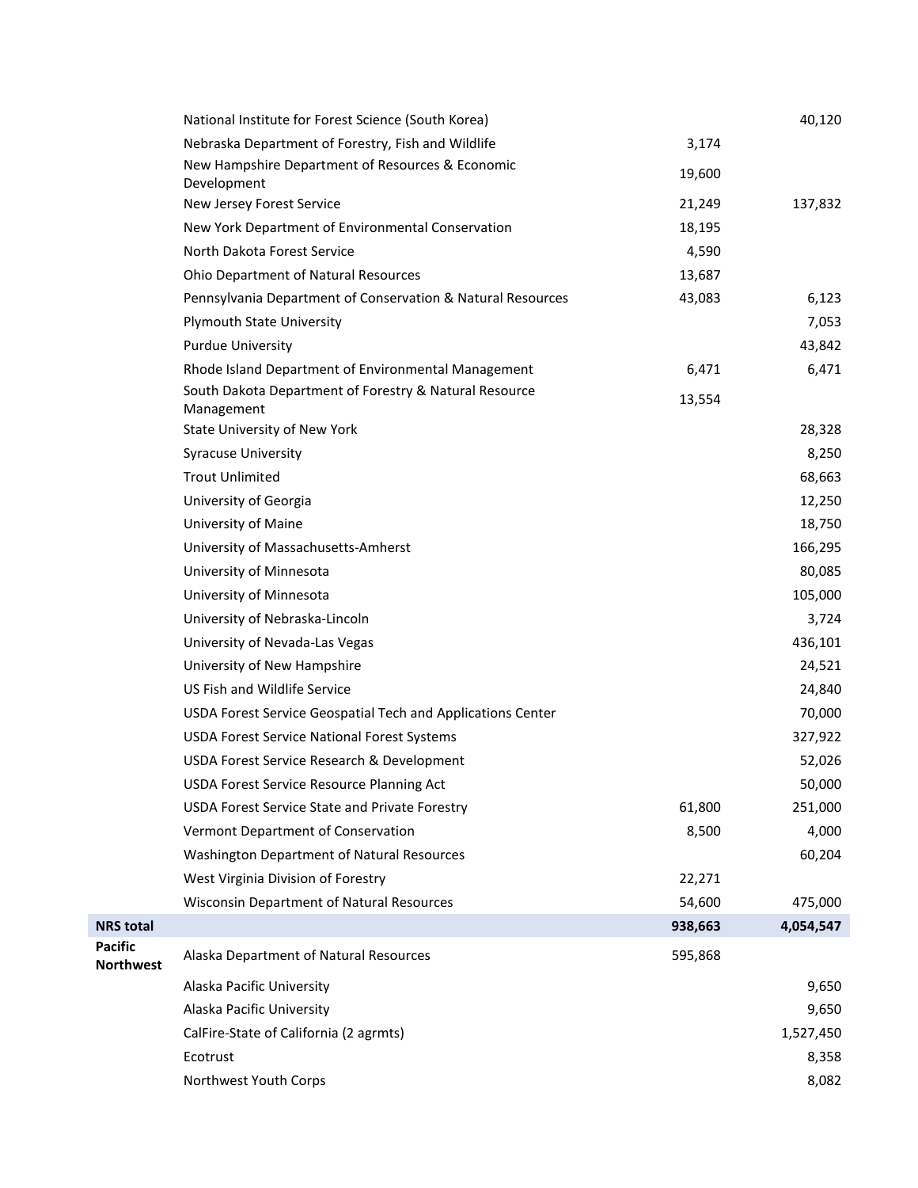| | | | |
|---|---|---|---|
| | National Institute for Forest Science (South Korea) | | 40,120 |
| | Nebraska Department of Forestry, Fish and Wildlife | 3,174 | |
| | New Hampshire Department of Resources & Economic Development | 19,600 | |
| | New Jersey Forest Service | 21,249 | 137,832 |
| | New York Department of Environmental Conservation | 18,195 | |
| | North Dakota Forest Service | 4,590 | |
| | Ohio Department of Natural Resources | 13,687 | |
| | Pennsylvania Department of Conservation & Natural Resources | 43,083 | 6,123 |
| | Plymouth State University | | 7,053 |
| | Purdue University | | 43,842 |
| | Rhode Island Department of Environmental Management | 6,471 | 6,471 |
| | South Dakota Department of Forestry & Natural Resource Management | 13,554 | |
| | State University of New York | | 28,328 |
| | Syracuse University | | 8,250 |
| | Trout Unlimited | | 68,663 |
| | University of Georgia | | 12,250 |
| | University of Maine | | 18,750 |
| | University of Massachusetts-Amherst | | 166,295 |
| | University of Minnesota | | 80,085 |
| | University of Minnesota | | 105,000 |
| | University of Nebraska-Lincoln | | 3,724 |
| | University of Nevada-Las Vegas | | 436,101 |
| | University of New Hampshire | | 24,521 |
| | US Fish and Wildlife Service | | 24,840 |
| | USDA Forest Service Geospatial Tech and Applications Center | | 70,000 |
| | USDA Forest Service National Forest Systems | | 327,922 |
| | USDA Forest Service Research & Development | | 52,026 |
| | USDA Forest Service Resource Planning Act | | 50,000 |
| | USDA Forest Service State and Private Forestry | 61,800 | 251,000 |
| | Vermont Department of Conservation | 8,500 | 4,000 |
| | Washington Department of Natural Resources | | 60,204 |
| | West Virginia Division of Forestry | 22,271 | |
| | Wisconsin Department of Natural Resources | 54,600 | 475,000 |
| **NRS total** | | **938,663** | **4,054,547** |
| **Pacific Northwest** | Alaska Department of Natural Resources | 595,868 | |
| | Alaska Pacific University | | 9,650 |
| | Alaska Pacific University | | 9,650 |
| | CalFire-State of California (2 agrmts) | | 1,527,450 |
| | Ecotrust | | 8,358 |
| | Northwest Youth Corps | | 8,082 |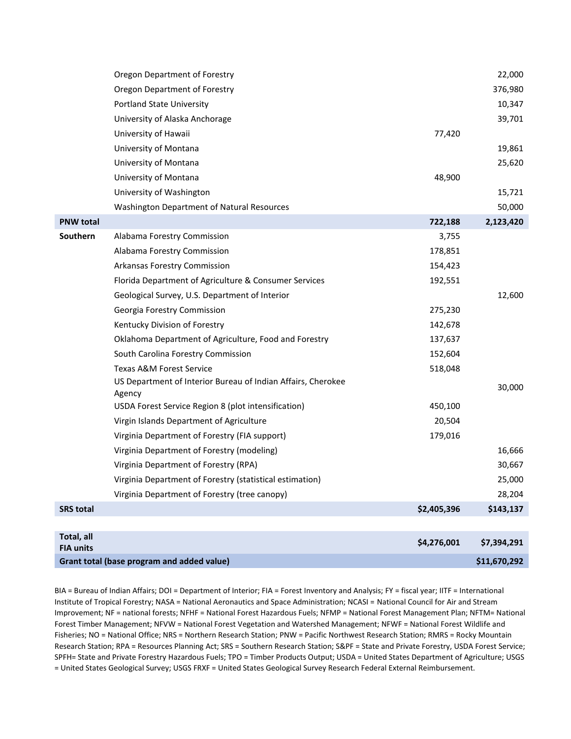| | | | |
|---|---|---|---|
| | Oregon Department of Forestry | | 22,000 |
| | Oregon Department of Forestry | | 376,980 |
| | Portland State University | | 10,347 |
| | University of Alaska Anchorage | | 39,701 |
| | University of Hawaii | 77,420 | |
| | University of Montana | | 19,861 |
| | University of Montana | | 25,620 |
| | University of Montana | 48,900 | |
| | University of Washington | | 15,721 |
| | Washington Department of Natural Resources | | 50,000 |
| **PNW total** | | **722,188** | **2,123,420** |
| **Southern** | Alabama Forestry Commission | 3,755 | |
| | Alabama Forestry Commission | 178,851 | |
| | Arkansas Forestry Commission | 154,423 | |
| | Florida Department of Agriculture & Consumer Services | 192,551 | |
| | Geological Survey, U.S. Department of Interior | | 12,600 |
| | Georgia Forestry Commission | 275,230 | |
| | Kentucky Division of Forestry | 142,678 | |
| | Oklahoma Department of Agriculture, Food and Forestry | 137,637 | |
| | South Carolina Forestry Commission | 152,604 | |
| | Texas A&M Forest Service | 518,048 | |
| | US Department of Interior Bureau of Indian Affairs, Cherokee Agency | | 30,000 |
| | USDA Forest Service Region 8 (plot intensification) | 450,100 | |
| | Virgin Islands Department of Agriculture | 20,504 | |
| | Virginia Department of Forestry (FIA support) | 179,016 | |
| | Virginia Department of Forestry (modeling) | | 16,666 |
| | Virginia Department of Forestry (RPA) | | 30,667 |
| | Virginia Department of Forestry (statistical estimation) | | 25,000 |
| | Virginia Department of Forestry (tree canopy) | | 28,204 |
| **SRS total** | | **$2,405,396** | **$143,137** |
| | | | |
| **Total, all FIA units** | | **$4,276,001** | **$7,394,291** |
| **Grant total (base program and added value)** | | | **$11,670,292** |

BIA = Bureau of Indian Affairs; DOI = Department of Interior; FIA = Forest Inventory and Analysis; FY = fiscal year; IITF = International Institute of Tropical Forestry; NASA = National Aeronautics and Space Administration; NCASI = National Council for Air and Stream Improvement; NF = national forests; NFHF = National Forest Hazardous Fuels; NFMP = National Forest Management Plan; NFTM= National Forest Timber Management; NFVW = National Forest Vegetation and Watershed Management; NFWF = National Forest Wildlife and Fisheries; NO = National Office; NRS = Northern Research Station; PNW = Pacific Northwest Research Station; RMRS = Rocky Mountain Research Station; RPA = Resources Planning Act; SRS = Southern Research Station; S&PF = State and Private Forestry, USDA Forest Service; SPFH= State and Private Forestry Hazardous Fuels; TPO = Timber Products Output; USDA = United States Department of Agriculture; USGS = United States Geological Survey; USGS FRXF = United States Geological Survey Research Federal External Reimbursement.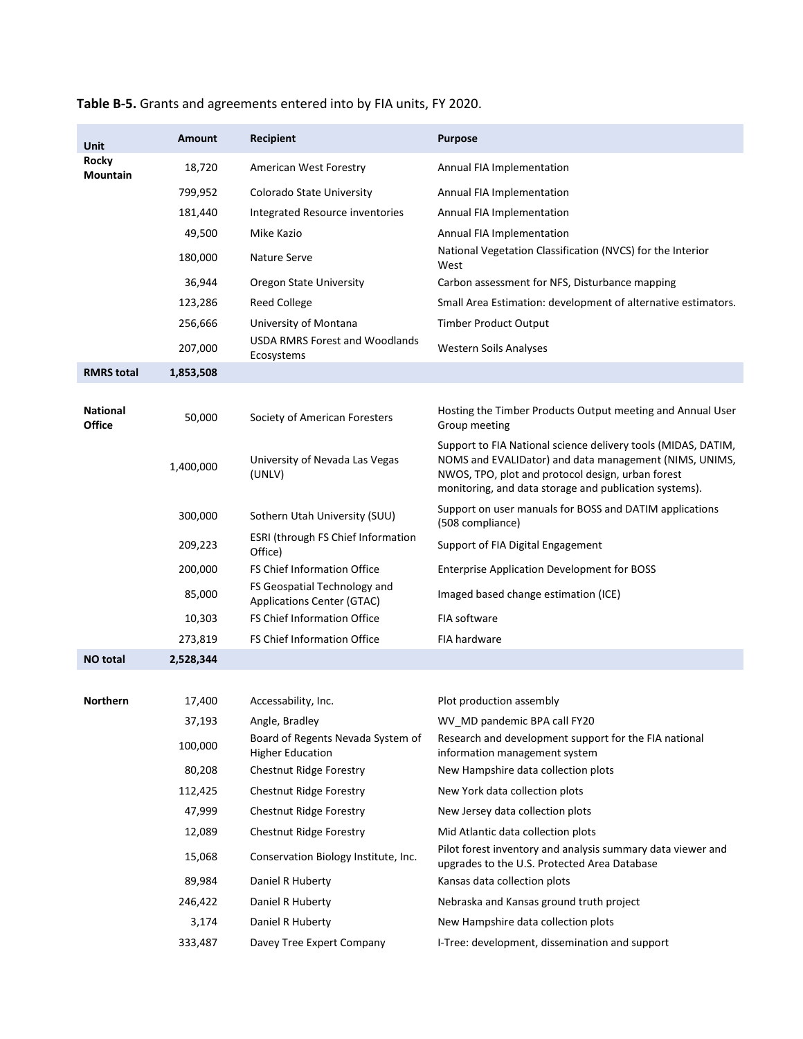**Table B-5.** Grants and agreements entered into by FIA units, FY 2020.

| Unit | Amount | Recipient | Purpose |
|---|---|---|---|
| **Rocky Mountain** | 18,720 | American West Forestry | Annual FIA Implementation |
| | 799,952 | Colorado State University | Annual FIA Implementation |
| | 181,440 | Integrated Resource inventories | Annual FIA Implementation |
| | 49,500 | Mike Kazio | Annual FIA Implementation |
| | 180,000 | Nature Serve | National Vegetation Classification (NVCS) for the Interior West |
| | 36,944 | Oregon State University | Carbon assessment for NFS, Disturbance mapping |
| | 123,286 | Reed College | Small Area Estimation: development of alternative estimators. |
| | 256,666 | University of Montana | Timber Product Output |
| | 207,000 | USDA RMRS Forest and Woodlands Ecosystems | Western Soils Analyses |
| **RMRS total** | **1,853,508** | | |
| | | | |
| **National Office** | 50,000 | Society of American Foresters | Hosting the Timber Products Output meeting and Annual User Group meeting |
| | 1,400,000 | University of Nevada Las Vegas (UNLV) | Support to FIA National science delivery tools (MIDAS, DATIM, NOMS and EVALIDator) and data management (NIMS, UNIMS, NWOS, TPO, plot and protocol design, urban forest monitoring, and data storage and publication systems). |
| | 300,000 | Sothern Utah University (SUU) | Support on user manuals for BOSS and DATIM applications (508 compliance) |
| | 209,223 | ESRI (through FS Chief Information Office) | Support of FIA Digital Engagement |
| | 200,000 | FS Chief Information Office | Enterprise Application Development for BOSS |
| | 85,000 | FS Geospatial Technology and Applications Center (GTAC) | Imaged based change estimation (ICE) |
| | 10,303 | FS Chief Information Office | FIA software |
| | 273,819 | FS Chief Information Office | FIA hardware |
| **NO total** | **2,528,344** | | |
| | | | |
| **Northern** | 17,400 | Accessability, Inc. | Plot production assembly |
| | 37,193 | Angle, Bradley | WV_MD pandemic BPA call FY20 |
| | 100,000 | Board of Regents Nevada System of Higher Education | Research and development support for the FIA national information management system |
| | 80,208 | Chestnut Ridge Forestry | New Hampshire data collection plots |
| | 112,425 | Chestnut Ridge Forestry | New York data collection plots |
| | 47,999 | Chestnut Ridge Forestry | New Jersey data collection plots |
| | 12,089 | Chestnut Ridge Forestry | Mid Atlantic data collection plots |
| | 15,068 | Conservation Biology Institute, Inc. | Pilot forest inventory and analysis summary data viewer and upgrades to the U.S. Protected Area Database |
| | 89,984 | Daniel R Huberty | Kansas data collection plots |
| | 246,422 | Daniel R Huberty | Nebraska and Kansas ground truth project |
| | 3,174 | Daniel R Huberty | New Hampshire data collection plots |
| | 333,487 | Davey Tree Expert Company | I-Tree: development, dissemination and support |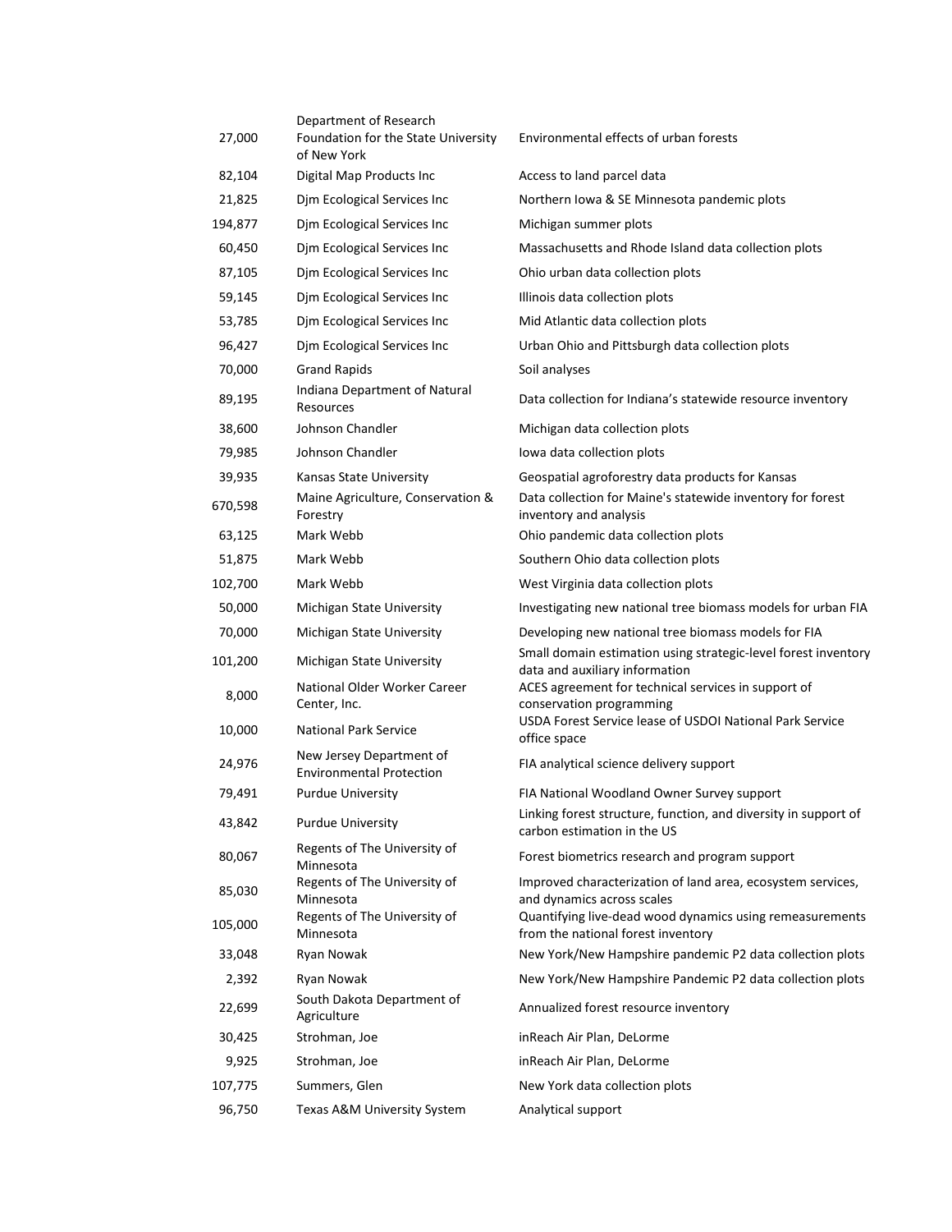| | | |
|---|---|---|
| 27,000 | Department of Research Foundation for the State University of New York | Environmental effects of urban forests |
| 82,104 | Digital Map Products Inc | Access to land parcel data |
| 21,825 | Djm Ecological Services Inc | Northern Iowa & SE Minnesota pandemic plots |
| 194,877 | Djm Ecological Services Inc | Michigan summer plots |
| 60,450 | Djm Ecological Services Inc | Massachusetts and Rhode Island data collection plots |
| 87,105 | Djm Ecological Services Inc | Ohio urban data collection plots |
| 59,145 | Djm Ecological Services Inc | Illinois data collection plots |
| 53,785 | Djm Ecological Services Inc | Mid Atlantic data collection plots |
| 96,427 | Djm Ecological Services Inc | Urban Ohio and Pittsburgh data collection plots |
| 70,000 | Grand Rapids | Soil analyses |
| 89,195 | Indiana Department of Natural Resources | Data collection for Indiana's statewide resource inventory |
| 38,600 | Johnson Chandler | Michigan data collection plots |
| 79,985 | Johnson Chandler | Iowa data collection plots |
| 39,935 | Kansas State University | Geospatial agroforestry data products for Kansas |
| 670,598 | Maine Agriculture, Conservation & Forestry | Data collection for Maine's statewide inventory for forest inventory and analysis |
| 63,125 | Mark Webb | Ohio pandemic data collection plots |
| 51,875 | Mark Webb | Southern Ohio data collection plots |
| 102,700 | Mark Webb | West Virginia data collection plots |
| 50,000 | Michigan State University | Investigating new national tree biomass models for urban FIA |
| 70,000 | Michigan State University | Developing new national tree biomass models for FIA |
| 101,200 | Michigan State University | Small domain estimation using strategic-level forest inventory data and auxiliary information |
| 8,000 | National Older Worker Career Center, Inc. | ACES agreement for technical services in support of conservation programming |
| 10,000 | National Park Service | USDA Forest Service lease of USDOI National Park Service office space |
| 24,976 | New Jersey Department of Environmental Protection | FIA analytical science delivery support |
| 79,491 | Purdue University | FIA National Woodland Owner Survey support |
| 43,842 | Purdue University | Linking forest structure, function, and diversity in support of carbon estimation in the US |
| 80,067 | Regents of The University of Minnesota | Forest biometrics research and program support |
| 85,030 | Regents of The University of Minnesota | Improved characterization of land area, ecosystem services, and dynamics across scales |
| 105,000 | Regents of The University of Minnesota | Quantifying live-dead wood dynamics using remeasurements from the national forest inventory |
| 33,048 | Ryan Nowak | New York/New Hampshire pandemic P2 data collection plots |
| 2,392 | Ryan Nowak | New York/New Hampshire Pandemic P2 data collection plots |
| 22,699 | South Dakota Department of Agriculture | Annualized forest resource inventory |
| 30,425 | Strohman, Joe | inReach Air Plan, DeLorme |
| 9,925 | Strohman, Joe | inReach Air Plan, DeLorme |
| 107,775 | Summers, Glen | New York data collection plots |
| 96,750 | Texas A&M University System | Analytical support |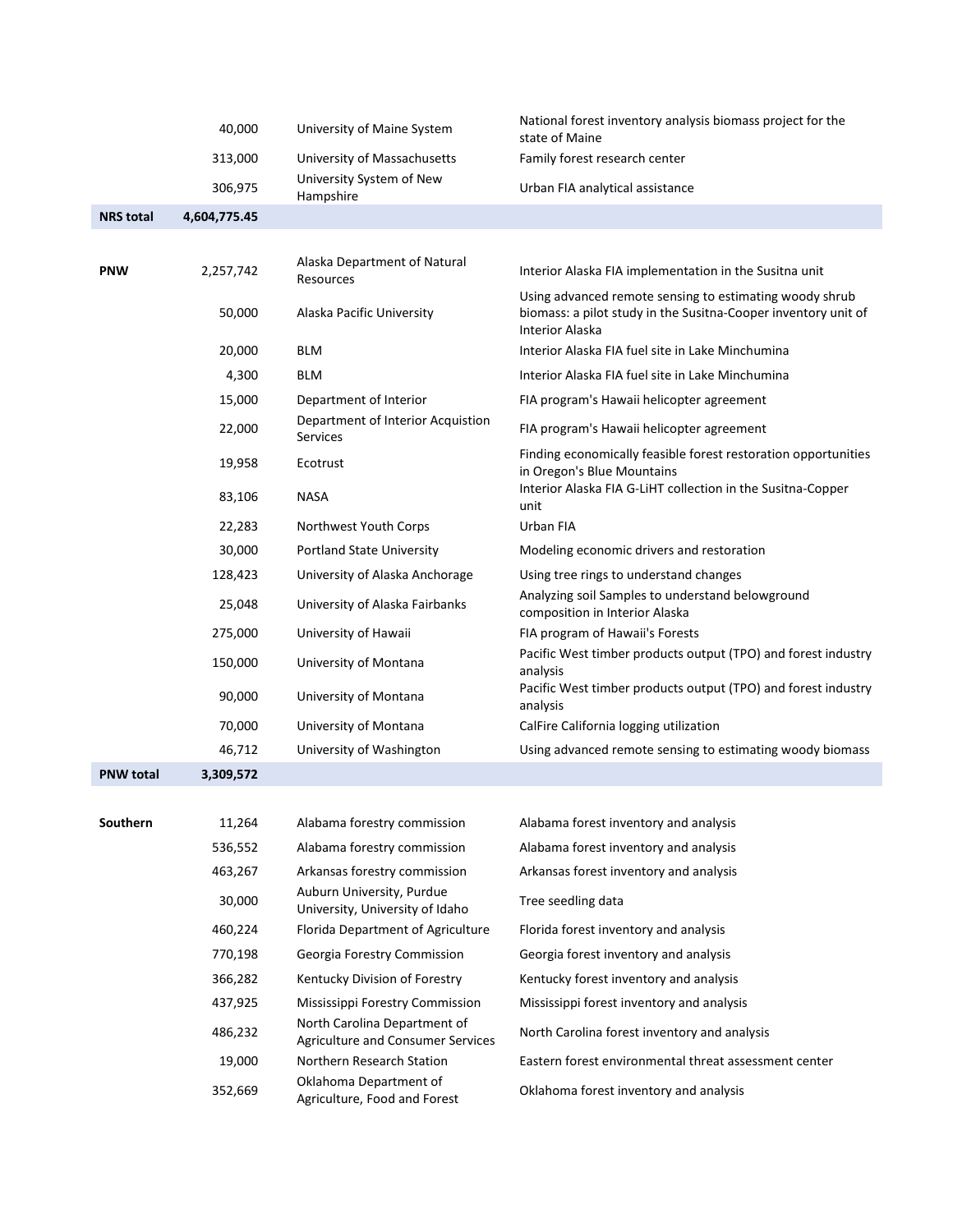| | | | |
|---|---|---|---|
| | 40,000 | University of Maine System | National forest inventory analysis biomass project for the state of Maine |
| | 313,000 | University of Massachusetts | Family forest research center |
| | 306,975 | University System of New Hampshire | Urban FIA analytical assistance |
| **NRS total** | **4,604,775.45** | | |
| | | | |
| **PNW** | 2,257,742 | Alaska Department of Natural Resources | Interior Alaska FIA implementation in the Susitna unit |
| | 50,000 | Alaska Pacific University | Using advanced remote sensing to estimating woody shrub biomass: a pilot study in the Susitna-Cooper inventory unit of Interior Alaska |
| | 20,000 | BLM | Interior Alaska FIA fuel site in Lake Minchumina |
| | 4,300 | BLM | Interior Alaska FIA fuel site in Lake Minchumina |
| | 15,000 | Department of Interior | FIA program's Hawaii helicopter agreement |
| | 22,000 | Department of Interior Acquistion Services | FIA program's Hawaii helicopter agreement |
| | 19,958 | Ecotrust | Finding economically feasible forest restoration opportunities in Oregon's Blue Mountains |
| | 83,106 | NASA | Interior Alaska FIA G-LiHT collection in the Susitna-Copper unit |
| | 22,283 | Northwest Youth Corps | Urban FIA |
| | 30,000 | Portland State University | Modeling economic drivers and restoration |
| | 128,423 | University of Alaska Anchorage | Using tree rings to understand changes |
| | 25,048 | University of Alaska Fairbanks | Analyzing soil Samples to understand belowground composition in Interior Alaska |
| | 275,000 | University of Hawaii | FIA program of Hawaii's Forests |
| | 150,000 | University of Montana | Pacific West timber products output (TPO) and forest industry analysis |
| | 90,000 | University of Montana | Pacific West timber products output (TPO) and forest industry analysis |
| | 70,000 | University of Montana | CalFire California logging utilization |
| | 46,712 | University of Washington | Using advanced remote sensing to estimating woody biomass |
| **PNW total** | **3,309,572** | | |
| | | | |
| **Southern** | 11,264 | Alabama forestry commission | Alabama forest inventory and analysis |
| | 536,552 | Alabama forestry commission | Alabama forest inventory and analysis |
| | 463,267 | Arkansas forestry commission | Arkansas forest inventory and analysis |
| | 30,000 | Auburn University, Purdue University, University of Idaho | Tree seedling data |
| | 460,224 | Florida Department of Agriculture | Florida forest inventory and analysis |
| | 770,198 | Georgia Forestry Commission | Georgia forest inventory and analysis |
| | 366,282 | Kentucky Division of Forestry | Kentucky forest inventory and analysis |
| | 437,925 | Mississippi Forestry Commission | Mississippi forest inventory and analysis |
| | 486,232 | North Carolina Department of Agriculture and Consumer Services | North Carolina forest inventory and analysis |
| | 19,000 | Northern Research Station | Eastern forest environmental threat assessment center |
| | 352,669 | Oklahoma Department of Agriculture, Food and Forest | Oklahoma forest inventory and analysis |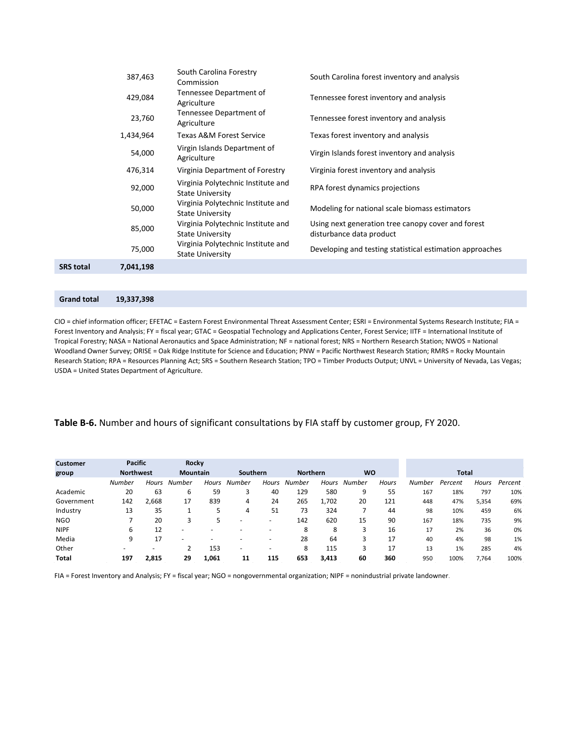| | | | |
|---|---|---|---|
| | 387,463 | South Carolina Forestry Commission | South Carolina forest inventory and analysis |
| | 429,084 | Tennessee Department of Agriculture | Tennessee forest inventory and analysis |
| | 23,760 | Tennessee Department of Agriculture | Tennessee forest inventory and analysis |
| | 1,434,964 | Texas A&M Forest Service | Texas forest inventory and analysis |
| | 54,000 | Virgin Islands Department of Agriculture | Virgin Islands forest inventory and analysis |
| | 476,314 | Virginia Department of Forestry | Virginia forest inventory and analysis |
| | 92,000 | Virginia Polytechnic Institute and State University | RPA forest dynamics projections |
| | 50,000 | Virginia Polytechnic Institute and State University | Modeling for national scale biomass estimators |
| | 85,000 | Virginia Polytechnic Institute and State University | Using next generation tree canopy cover and forest disturbance data product |
| | 75,000 | Virginia Polytechnic Institute and State University | Developing and testing statistical estimation approaches |
| **SRS total** | **7,041,198** | | |
| | | | |
| **Grand total** | **19,337,398** | | |

CIO = chief information officer; EFETAC = Eastern Forest Environmental Threat Assessment Center; ESRI = Environmental Systems Research Institute; FIA = Forest Inventory and Analysis; FY = fiscal year; GTAC = Geospatial Technology and Applications Center, Forest Service; IITF = International Institute of Tropical Forestry; NASA = National Aeronautics and Space Administration; NF = national forest; NRS = Northern Research Station; NWOS = National Woodland Owner Survey; ORISE = Oak Ridge Institute for Science and Education; PNW = Pacific Northwest Research Station; RMRS = Rocky Mountain Research Station; RPA = Resources Planning Act; SRS = Southern Research Station; TPO = Timber Products Output; UNVL = University of Nevada, Las Vegas; USDA = United States Department of Agriculture.

**Table B-6.** Number and hours of significant consultations by FIA staff by customer group, FY 2020.

| Customer group | Pacific Northwest | | Rocky Mountain | | Southern | | Northern | | WO | | Total | | | |
|---|---|---|---|---|---|---|---|---|---|---|---|---|---|---|
| | *Number* | *Hours* | *Number* | *Hours* | *Number* | *Hours* | *Number* | *Hours* | *Number* | *Hours* | *Number* | *Percent* | *Hours* | *Percent* |
| Academic | 20 | 63 | 6 | 59 | 3 | 40 | 129 | 580 | 9 | 55 | 167 | 18% | 797 | 10% |
| Government | 142 | 2,668 | 17 | 839 | 4 | 24 | 265 | 1,702 | 20 | 121 | 448 | 47% | 5,354 | 69% |
| Industry | 13 | 35 | 1 | 5 | 4 | 51 | 73 | 324 | 7 | 44 | 98 | 10% | 459 | 6% |
| NGO | 7 | 20 | 3 | 5 | - | - | 142 | 620 | 15 | 90 | 167 | 18% | 735 | 9% |
| NIPF | 6 | 12 | - | - | - | - | 8 | 8 | 3 | 16 | 17 | 2% | 36 | 0% |
| Media | 9 | 17 | - | - | - | - | 28 | 64 | 3 | 17 | 40 | 4% | 98 | 1% |
| Other | - | - | 2 | 153 | - | - | 8 | 115 | 3 | 17 | 13 | 1% | 285 | 4% |
| **Total** | **197** | **2,815** | **29** | **1,061** | **11** | **115** | **653** | **3,413** | **60** | **360** | 950 | 100% | 7,764 | 100% |

FIA = Forest Inventory and Analysis; FY = fiscal year; NGO = nongovernmental organization; NIPF = nonindustrial private landowner.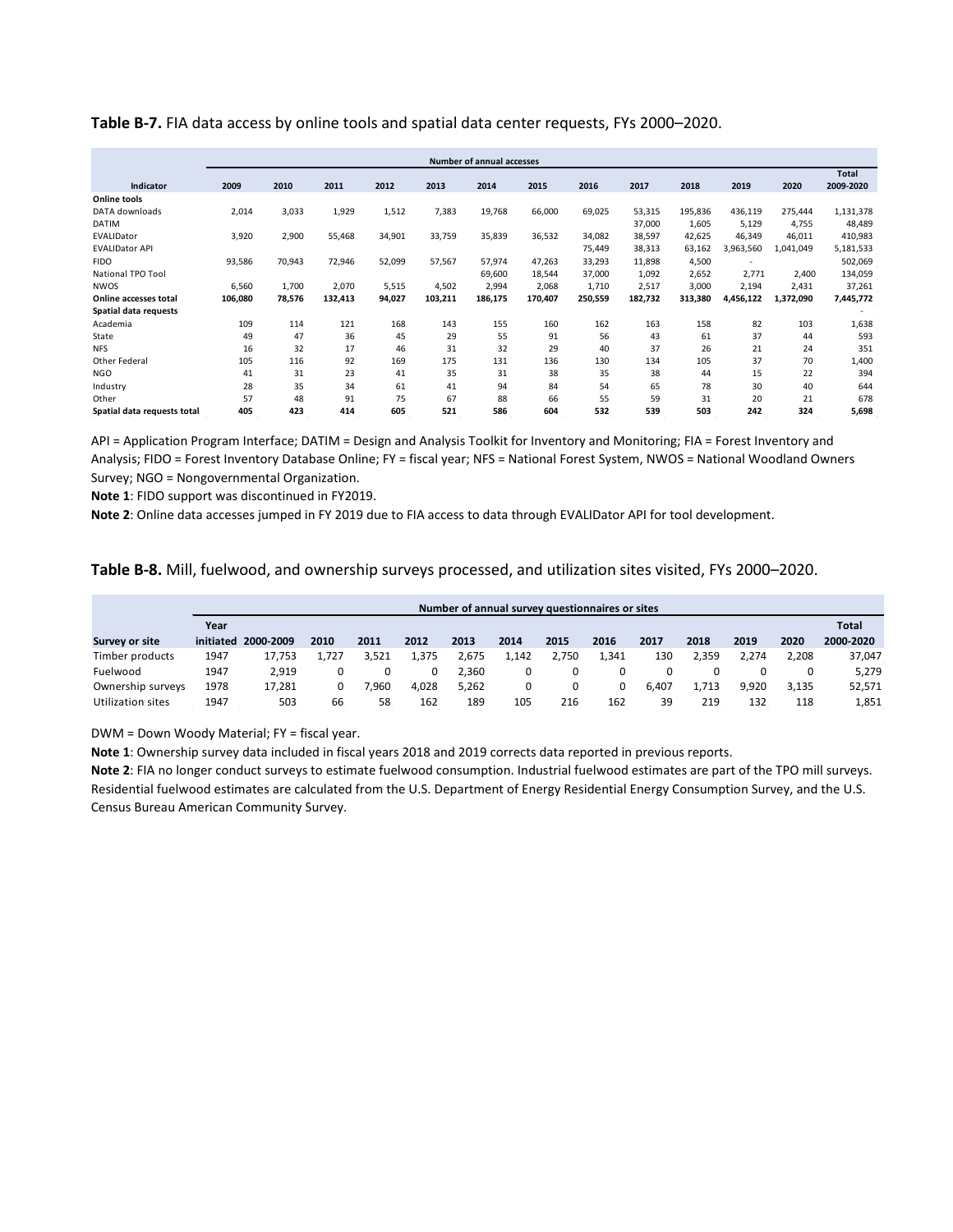**Table B-7.** FIA data access by online tools and spatial data center requests, FYs 2000–2020.

| | Number of annual accesses | | | | | | | | | | | | |
|---|---|---|---|---|---|---|---|---|---|---|---|---|---|
| **Indicator** | **2009** | **2010** | **2011** | **2012** | **2013** | **2014** | **2015** | **2016** | **2017** | **2018** | **2019** | **2020** | **Total 2009-2020** |
| **Online tools** | | | | | | | | | | | | | |
| DATA downloads | 2,014 | 3,033 | 1,929 | 1,512 | 7,383 | 19,768 | 66,000 | 69,025 | 53,315 | 195,836 | 436,119 | 275,444 | 1,131,378 |
| DATIM | | | | | | | | | 37,000 | 1,605 | 5,129 | 4,755 | 48,489 |
| EVALIDator | 3,920 | 2,900 | 55,468 | 34,901 | 33,759 | 35,839 | 36,532 | 34,082 | 38,597 | 42,625 | 46,349 | 46,011 | 410,983 |
| EVALIDator API | | | | | | | | 75,449 | 38,313 | 63,162 | 3,963,560 | 1,041,049 | 5,181,533 |
| FIDO | 93,586 | 70,943 | 72,946 | 52,099 | 57,567 | 57,974 | 47,263 | 33,293 | 11,898 | 4,500 | - | | 502,069 |
| National TPO Tool | | | | | | 69,600 | 18,544 | 37,000 | 1,092 | 2,652 | 2,771 | 2,400 | 134,059 |
| NWOS | 6,560 | 1,700 | 2,070 | 5,515 | 4,502 | 2,994 | 2,068 | 1,710 | 2,517 | 3,000 | 2,194 | 2,431 | 37,261 |
| **Online accesses total** | **106,080** | **78,576** | **132,413** | **94,027** | **103,211** | **186,175** | **170,407** | **250,559** | **182,732** | **313,380** | **4,456,122** | **1,372,090** | **7,445,772** |
| **Spatial data requests** | | | | | | | | | | | | | - |
| Academia | 109 | 114 | 121 | 168 | 143 | 155 | 160 | 162 | 163 | 158 | 82 | 103 | 1,638 |
| State | 49 | 47 | 36 | 45 | 29 | 55 | 91 | 56 | 43 | 61 | 37 | 44 | 593 |
| NFS | 16 | 32 | 17 | 46 | 31 | 32 | 29 | 40 | 37 | 26 | 21 | 24 | 351 |
| Other Federal | 105 | 116 | 92 | 169 | 175 | 131 | 136 | 130 | 134 | 105 | 37 | 70 | 1,400 |
| NGO | 41 | 31 | 23 | 41 | 35 | 31 | 38 | 35 | 38 | 44 | 15 | 22 | 394 |
| Industry | 28 | 35 | 34 | 61 | 41 | 94 | 84 | 54 | 65 | 78 | 30 | 40 | 644 |
| Other | 57 | 48 | 91 | 75 | 67 | 88 | 66 | 55 | 59 | 31 | 20 | 21 | 678 |
| **Spatial data requests total** | **405** | **423** | **414** | **605** | **521** | **586** | **604** | **532** | **539** | **503** | **242** | **324** | **5,698** |

API = Application Program Interface; DATIM = Design and Analysis Toolkit for Inventory and Monitoring; FIA = Forest Inventory and Analysis; FIDO = Forest Inventory Database Online; FY = fiscal year; NFS = National Forest System, NWOS = National Woodland Owners Survey; NGO = Nongovernmental Organization.

**Note 1**: FIDO support was discontinued in FY2019.

**Note 2**: Online data accesses jumped in FY 2019 due to FIA access to data through EVALIDator API for tool development.

**Table B-8.** Mill, fuelwood, and ownership surveys processed, and utilization sites visited, FYs 2000–2020.

| | Number of annual survey questionnaires or sites | | | | | | | | | | | | | |
|---|---|---|---|---|---|---|---|---|---|---|---|---|---|---|
| **Survey or site** | **Year initiated** | **2000-2009** | **2010** | **2011** | **2012** | **2013** | **2014** | **2015** | **2016** | **2017** | **2018** | **2019** | **2020** | **Total 2000-2020** |
| Timber products | 1947 | 17,753 | 1,727 | 3,521 | 1,375 | 2,675 | 1,142 | 2,750 | 1,341 | 130 | 2,359 | 2,274 | 2,208 | 37,047 |
| Fuelwood | 1947 | 2,919 | 0 | 0 | 0 | 2,360 | 0 | 0 | 0 | 0 | 0 | 0 | 0 | 5,279 |
| Ownership surveys | 1978 | 17,281 | 0 | 7,960 | 4,028 | 5,262 | 0 | 0 | 0 | 6,407 | 1,713 | 9,920 | 3,135 | 52,571 |
| Utilization sites | 1947 | 503 | 66 | 58 | 162 | 189 | 105 | 216 | 162 | 39 | 219 | 132 | 118 | 1,851 |

DWM = Down Woody Material; FY = fiscal year.

**Note 1**: Ownership survey data included in fiscal years 2018 and 2019 corrects data reported in previous reports.

**Note 2**: FIA no longer conduct surveys to estimate fuelwood consumption. Industrial fuelwood estimates are part of the TPO mill surveys. Residential fuelwood estimates are calculated from the U.S. Department of Energy Residential Energy Consumption Survey, and the U.S. Census Bureau American Community Survey.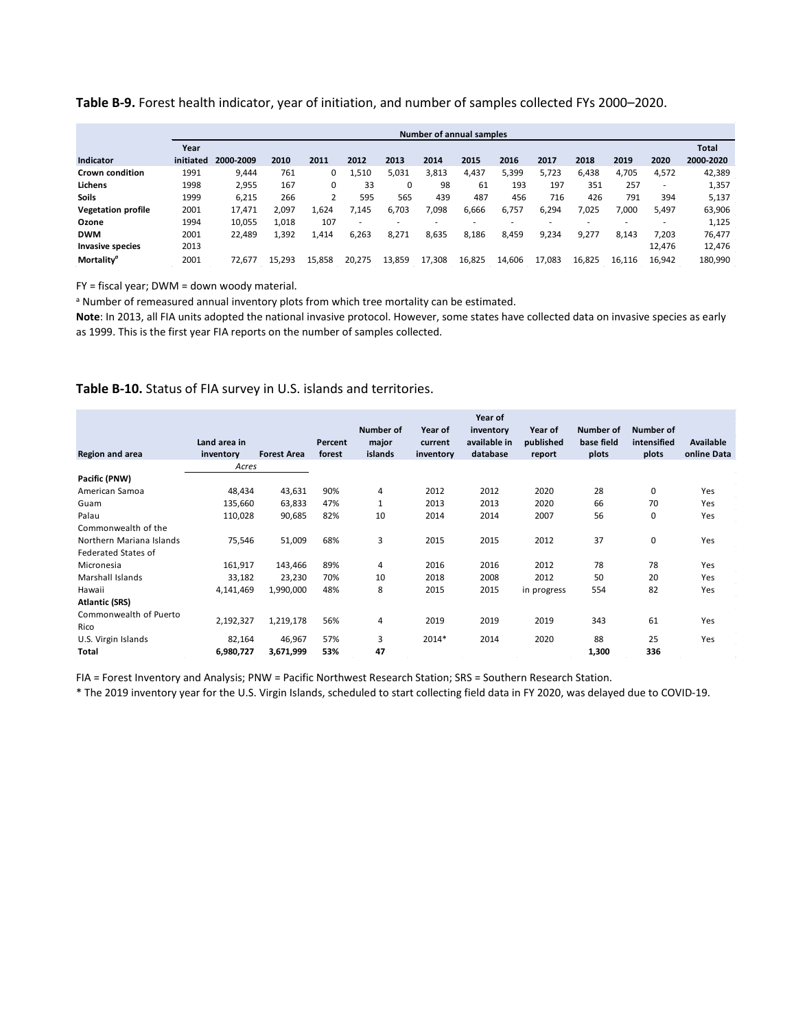**Table B-9.** Forest health indicator, year of initiation, and number of samples collected FYs 2000–2020.

| | | Number of annual samples | | | | | | | | | | | | |
|---|---|---|---|---|---|---|---|---|---|---|---|---|---|---|
| Indicator | Year initiated | 2000-2009 | 2010 | 2011 | 2012 | 2013 | 2014 | 2015 | 2016 | 2017 | 2018 | 2019 | 2020 | Total 2000-2020 |
| **Crown condition** | 1991 | 9,444 | 761 | 0 | 1,510 | 5,031 | 3,813 | 4,437 | 5,399 | 5,723 | 6,438 | 4,705 | 4,572 | 42,389 |
| **Lichens** | 1998 | 2,955 | 167 | 0 | 33 | 0 | 98 | 61 | 193 | 197 | 351 | 257 | - | 1,357 |
| **Soils** | 1999 | 6,215 | 266 | 2 | 595 | 565 | 439 | 487 | 456 | 716 | 426 | 791 | 394 | 5,137 |
| **Vegetation profile** | 2001 | 17,471 | 2,097 | 1,624 | 7,145 | 6,703 | 7,098 | 6,666 | 6,757 | 6,294 | 7,025 | 7,000 | 5,497 | 63,906 |
| **Ozone** | 1994 | 10,055 | 1,018 | 107 | - | - | - | - | - | - | - | - | - | 1,125 |
| **DWM** | 2001 | 22,489 | 1,392 | 1,414 | 6,263 | 8,271 | 8,635 | 8,186 | 8,459 | 9,234 | 9,277 | 8,143 | 7,203 | 76,477 |
| **Invasive species** | 2013 | | | | | | | | | | | | 12,476 | 12,476 |
| **Mortality**[a] | 2001 | 72,677 | 15,293 | 15,858 | 20,275 | 13,859 | 17,308 | 16,825 | 14,606 | 17,083 | 16,825 | 16,116 | 16,942 | 180,990 |

FY = fiscal year; DWM = down woody material.

[a] Number of remeasured annual inventory plots from which tree mortality can be estimated.

**Note**: In 2013, all FIA units adopted the national invasive protocol. However, some states have collected data on invasive species as early as 1999. This is the first year FIA reports on the number of samples collected.

**Table B-10.** Status of FIA survey in U.S. islands and territories.

| Region and area | Land area in inventory | Forest Area | Percent forest | Number of major islands | Year of current inventory | Year of inventory available in database | Year of published report | Number of base field plots | Number of intensified plots | Available online Data |
|---|---|---|---|---|---|---|---|---|---|---|
| | *Acres* | | | | | | | | | |
| **Pacific (PNW)** | | | | | | | | | | |
| American Samoa | 48,434 | 43,631 | 90% | 4 | 2012 | 2012 | 2020 | 28 | 0 | Yes |
| Guam | 135,660 | 63,833 | 47% | 1 | 2013 | 2013 | 2020 | 66 | 70 | Yes |
| Palau | 110,028 | 90,685 | 82% | 10 | 2014 | 2014 | 2007 | 56 | 0 | Yes |
| Commonwealth of the Northern Mariana Islands | 75,546 | 51,009 | 68% | 3 | 2015 | 2015 | 2012 | 37 | 0 | Yes |
| Federated States of Micronesia | 161,917 | 143,466 | 89% | 4 | 2016 | 2016 | 2012 | 78 | 78 | Yes |
| Marshall Islands | 33,182 | 23,230 | 70% | 10 | 2018 | 2008 | 2012 | 50 | 20 | Yes |
| Hawaii | 4,141,469 | 1,990,000 | 48% | 8 | 2015 | 2015 | in progress | 554 | 82 | Yes |
| **Atlantic (SRS)** | | | | | | | | | | |
| Commonwealth of Puerto Rico | 2,192,327 | 1,219,178 | 56% | 4 | 2019 | 2019 | 2019 | 343 | 61 | Yes |
| U.S. Virgin Islands | 82,164 | 46,967 | 57% | 3 | 2014* | 2014 | 2020 | 88 | 25 | Yes |
| **Total** | **6,980,727** | **3,671,999** | **53%** | **47** | | | | **1,300** | **336** | |

FIA = Forest Inventory and Analysis; PNW = Pacific Northwest Research Station; SRS = Southern Research Station.

\* The 2019 inventory year for the U.S. Virgin Islands, scheduled to start collecting field data in FY 2020, was delayed due to COVID-19.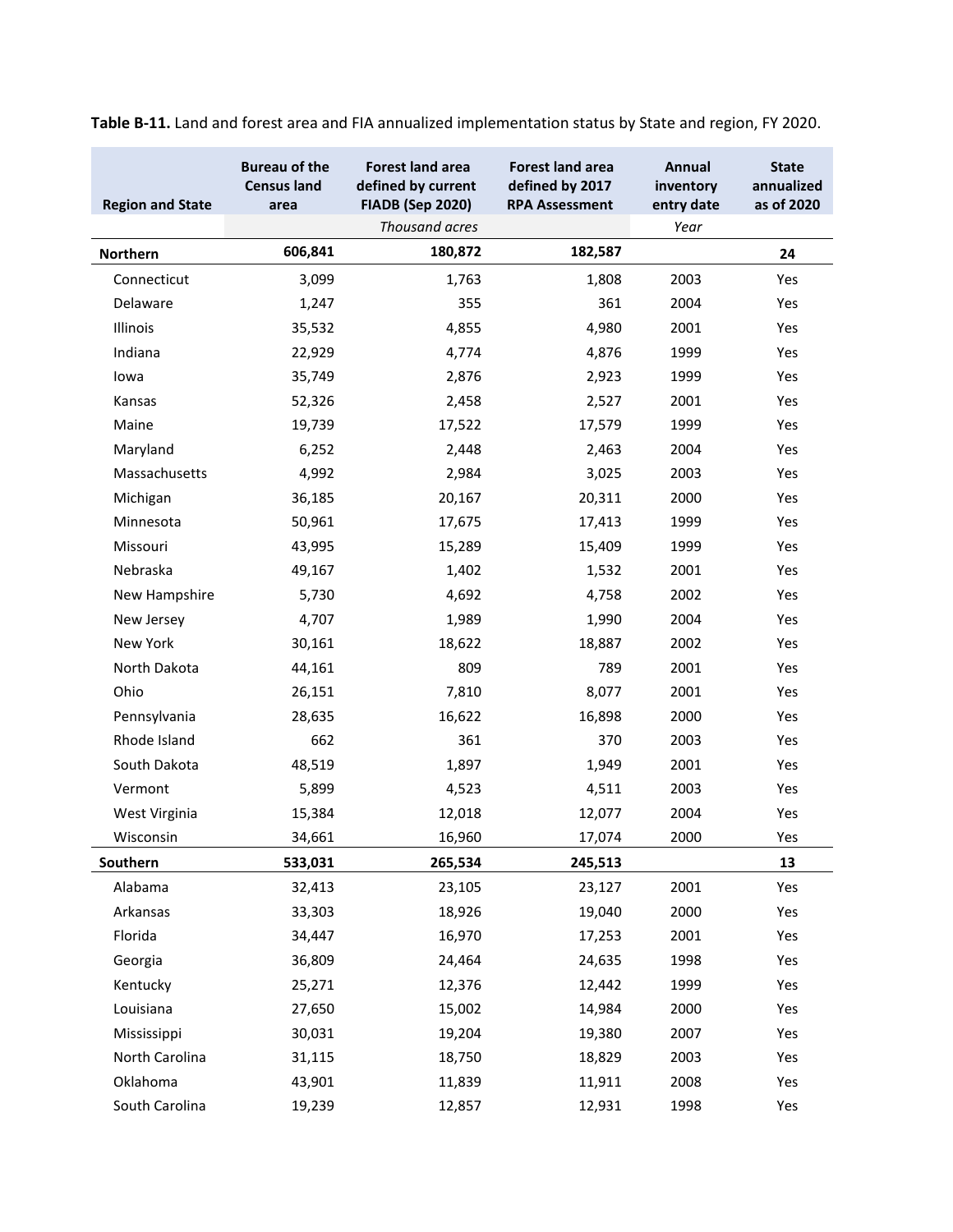**Table B-11.** Land and forest area and FIA annualized implementation status by State and region, FY 2020.

| Region and State | Bureau of the Census land area | Forest land area defined by current FIADB (Sep 2020) | Forest land area defined by 2017 RPA Assessment | Annual inventory entry date | State annualized as of 2020 |
|---|---|---|---|---|---|
| | *Thousand acres* | | | *Year* | |
| **Northern** | **606,841** | **180,872** | **182,587** | | **24** |
| Connecticut | 3,099 | 1,763 | 1,808 | 2003 | Yes |
| Delaware | 1,247 | 355 | 361 | 2004 | Yes |
| Illinois | 35,532 | 4,855 | 4,980 | 2001 | Yes |
| Indiana | 22,929 | 4,774 | 4,876 | 1999 | Yes |
| Iowa | 35,749 | 2,876 | 2,923 | 1999 | Yes |
| Kansas | 52,326 | 2,458 | 2,527 | 2001 | Yes |
| Maine | 19,739 | 17,522 | 17,579 | 1999 | Yes |
| Maryland | 6,252 | 2,448 | 2,463 | 2004 | Yes |
| Massachusetts | 4,992 | 2,984 | 3,025 | 2003 | Yes |
| Michigan | 36,185 | 20,167 | 20,311 | 2000 | Yes |
| Minnesota | 50,961 | 17,675 | 17,413 | 1999 | Yes |
| Missouri | 43,995 | 15,289 | 15,409 | 1999 | Yes |
| Nebraska | 49,167 | 1,402 | 1,532 | 2001 | Yes |
| New Hampshire | 5,730 | 4,692 | 4,758 | 2002 | Yes |
| New Jersey | 4,707 | 1,989 | 1,990 | 2004 | Yes |
| New York | 30,161 | 18,622 | 18,887 | 2002 | Yes |
| North Dakota | 44,161 | 809 | 789 | 2001 | Yes |
| Ohio | 26,151 | 7,810 | 8,077 | 2001 | Yes |
| Pennsylvania | 28,635 | 16,622 | 16,898 | 2000 | Yes |
| Rhode Island | 662 | 361 | 370 | 2003 | Yes |
| South Dakota | 48,519 | 1,897 | 1,949 | 2001 | Yes |
| Vermont | 5,899 | 4,523 | 4,511 | 2003 | Yes |
| West Virginia | 15,384 | 12,018 | 12,077 | 2004 | Yes |
| Wisconsin | 34,661 | 16,960 | 17,074 | 2000 | Yes |
| **Southern** | **533,031** | **265,534** | **245,513** | | **13** |
| Alabama | 32,413 | 23,105 | 23,127 | 2001 | Yes |
| Arkansas | 33,303 | 18,926 | 19,040 | 2000 | Yes |
| Florida | 34,447 | 16,970 | 17,253 | 2001 | Yes |
| Georgia | 36,809 | 24,464 | 24,635 | 1998 | Yes |
| Kentucky | 25,271 | 12,376 | 12,442 | 1999 | Yes |
| Louisiana | 27,650 | 15,002 | 14,984 | 2000 | Yes |
| Mississippi | 30,031 | 19,204 | 19,380 | 2007 | Yes |
| North Carolina | 31,115 | 18,750 | 18,829 | 2003 | Yes |
| Oklahoma | 43,901 | 11,839 | 11,911 | 2008 | Yes |
| South Carolina | 19,239 | 12,857 | 12,931 | 1998 | Yes |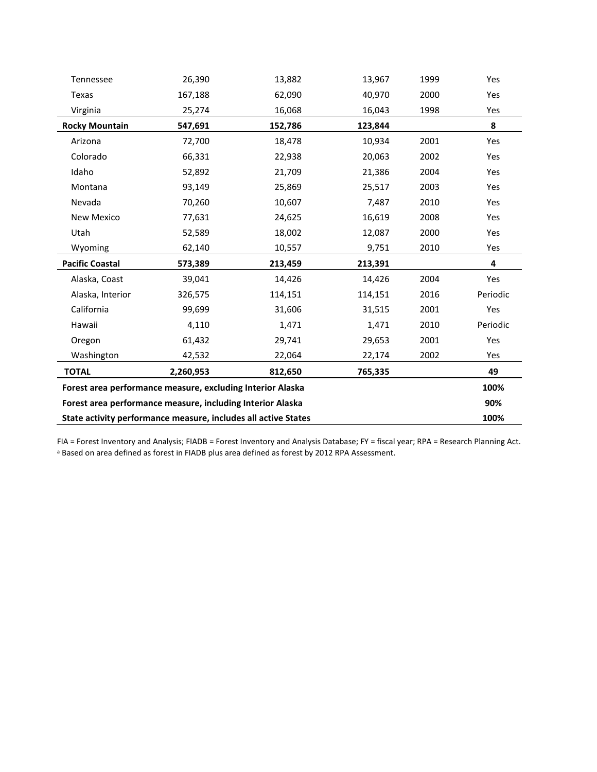| | | | | | |
|---|---|---|---|---|---|
| Tennessee | 26,390 | 13,882 | 13,967 | 1999 | Yes |
| Texas | 167,188 | 62,090 | 40,970 | 2000 | Yes |
| Virginia | 25,274 | 16,068 | 16,043 | 1998 | Yes |
| **Rocky Mountain** | **547,691** | **152,786** | **123,844** | | **8** |
| Arizona | 72,700 | 18,478 | 10,934 | 2001 | Yes |
| Colorado | 66,331 | 22,938 | 20,063 | 2002 | Yes |
| Idaho | 52,892 | 21,709 | 21,386 | 2004 | Yes |
| Montana | 93,149 | 25,869 | 25,517 | 2003 | Yes |
| Nevada | 70,260 | 10,607 | 7,487 | 2010 | Yes |
| New Mexico | 77,631 | 24,625 | 16,619 | 2008 | Yes |
| Utah | 52,589 | 18,002 | 12,087 | 2000 | Yes |
| Wyoming | 62,140 | 10,557 | 9,751 | 2010 | Yes |
| **Pacific Coastal** | **573,389** | **213,459** | **213,391** | | **4** |
| Alaska, Coast | 39,041 | 14,426 | 14,426 | 2004 | Yes |
| Alaska, Interior | 326,575 | 114,151 | 114,151 | 2016 | Periodic |
| California | 99,699 | 31,606 | 31,515 | 2001 | Yes |
| Hawaii | 4,110 | 1,471 | 1,471 | 2010 | Periodic |
| Oregon | 61,432 | 29,741 | 29,653 | 2001 | Yes |
| Washington | 42,532 | 22,064 | 22,174 | 2002 | Yes |
| **TOTAL** | **2,260,953** | **812,650** | **765,335** | | **49** |
| **Forest area performance measure, excluding Interior Alaska** | | | | | **100%** |
| **Forest area performance measure, including Interior Alaska** | | | | | **90%** |
| **State activity performance measure, includes all active States** | | | | | **100%** |

FIA = Forest Inventory and Analysis; FIADB = Forest Inventory and Analysis Database; FY = fiscal year; RPA = Research Planning Act.

[a] Based on area defined as forest in FIADB plus area defined as forest by 2012 RPA Assessment.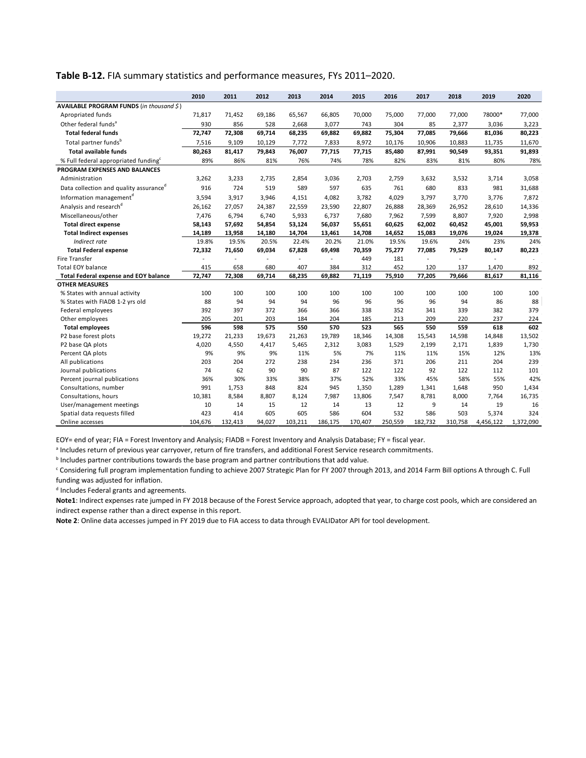**Table B-12.** FIA summary statistics and performance measures, FYs 2011–2020.

| | 2010 | 2011 | 2012 | 2013 | 2014 | 2015 | 2016 | 2017 | 2018 | 2019 | 2020 |
|---|---|---|---|---|---|---|---|---|---|---|---|
| **AVAILABLE PROGRAM FUNDS** (*in thousand $*) | | | | | | | | | | | |
| Apropriated funds | 71,817 | 71,452 | 69,186 | 65,567 | 66,805 | 70,000 | 75,000 | 77,000 | 77,000 | 78000* | 77,000 |
| Other federal funds[a] | 930 | 856 | 528 | 2,668 | 3,077 | 743 | 304 | 85 | 2,377 | 3,036 | 3,223 |
| **Total federal funds** | **72,747** | **72,308** | **69,714** | **68,235** | **69,882** | **69,882** | **75,304** | **77,085** | **79,666** | **81,036** | **80,223** |
| Total partner funds[b] | 7,516 | 9,109 | 10,129 | 7,772 | 7,833 | 8,972 | 10,176 | 10,906 | 10,883 | 11,735 | 11,670 |
| **Total available funds** | **80,263** | **81,417** | **79,843** | **76,007** | **77,715** | **77,715** | **85,480** | **87,991** | **90,549** | **93,351** | **91,893** |
| % Full federal appropriated funding[c] | 89% | 86% | 81% | 76% | 74% | 78% | 82% | 83% | 81% | 80% | 78% |
| **PROGRAM EXPENSES AND BALANCES** | | | | | | | | | | | |
| Administration | 3,262 | 3,233 | 2,735 | 2,854 | 3,036 | 2,703 | 2,759 | 3,632 | 3,532 | 3,714 | 3,058 |
| Data collection and quality assurance[d] | 916 | 724 | 519 | 589 | 597 | 635 | 761 | 680 | 833 | 981 | 31,688 |
| Information management[d] | 3,594 | 3,917 | 3,946 | 4,151 | 4,082 | 3,782 | 4,029 | 3,797 | 3,770 | 3,776 | 7,872 |
| Analysis and research[d] | 26,162 | 27,057 | 24,387 | 22,559 | 23,590 | 22,807 | 26,888 | 28,369 | 26,952 | 28,610 | 14,336 |
| Miscellaneous/other | 7,476 | 6,794 | 6,740 | 5,933 | 6,737 | 7,680 | 7,962 | 7,599 | 8,807 | 7,920 | 2,998 |
| **Total direct expense** | **58,143** | **57,692** | **54,854** | **53,124** | **56,037** | **55,651** | **60,625** | **62,002** | **60,452** | **45,001** | **59,953** |
| **Total Indirect expenses** | **14,189** | **13,958** | **14,180** | **14,704** | **13,461** | **14,708** | **14,652** | **15,083** | **19,076** | **19,024** | **19,378** |
| *Indirect rate* | 19.8% | 19.5% | 20.5% | 22.4% | 20.2% | 21.0% | 19.5% | 19.6% | 24% | 23% | 24% |
| **Total Federal expense** | **72,332** | **71,650** | **69,034** | **67,828** | **69,498** | **70,359** | **75,277** | **77,085** | **79,529** | **80,147** | **80,223** |
| Fire Transfer | - | - | - | - | - | 449 | 181 | - | - | - | - |
| Total EOY balance | 415 | 658 | 680 | 407 | 384 | 312 | 452 | 120 | 137 | 1,470 | 892 |
| **Total Federal expense and EOY balance** | **72,747** | **72,308** | **69,714** | **68,235** | **69,882** | **71,119** | **75,910** | **77,205** | **79,666** | **81,617** | **81,116** |
| **OTHER MEASURES** | | | | | | | | | | | |
| % States with annual activity | 100 | 100 | 100 | 100 | 100 | 100 | 100 | 100 | 100 | 100 | 100 |
| % States with FIADB 1-2 yrs old | 88 | 94 | 94 | 94 | 96 | 96 | 96 | 96 | 94 | 86 | 88 |
| Federal employees | 392 | 397 | 372 | 366 | 366 | 338 | 352 | 341 | 339 | 382 | 379 |
| Other employees | 205 | 201 | 203 | 184 | 204 | 185 | 213 | 209 | 220 | 237 | 224 |
| **Total employees** | **596** | **598** | **575** | **550** | **570** | **523** | **565** | **550** | **559** | **618** | **602** |
| P2 base forest plots | 19,272 | 21,233 | 19,673 | 21,263 | 19,789 | 18,346 | 14,308 | 15,543 | 14,598 | 14,848 | 13,502 |
| P2 base QA plots | 4,020 | 4,550 | 4,417 | 5,465 | 2,312 | 3,083 | 1,529 | 2,199 | 2,171 | 1,839 | 1,730 |
| Percent QA plots | 9% | 9% | 9% | 11% | 5% | 7% | 11% | 11% | 15% | 12% | 13% |
| All publications | 203 | 204 | 272 | 238 | 234 | 236 | 371 | 206 | 211 | 204 | 239 |
| Journal publications | 74 | 62 | 90 | 90 | 87 | 122 | 122 | 92 | 122 | 112 | 101 |
| Percent journal publications | 36% | 30% | 33% | 38% | 37% | 52% | 33% | 45% | 58% | 55% | 42% |
| Consultations, number | 991 | 1,753 | 848 | 824 | 945 | 1,350 | 1,289 | 1,341 | 1,648 | 950 | 1,434 |
| Consultations, hours | 10,381 | 8,584 | 8,807 | 8,124 | 7,987 | 13,806 | 7,547 | 8,781 | 8,000 | 7,764 | 16,735 |
| User/management meetings | 10 | 14 | 15 | 12 | 14 | 13 | 12 | 9 | 14 | 19 | 16 |
| Spatial data requests filled | 423 | 414 | 605 | 605 | 586 | 604 | 532 | 586 | 503 | 5,374 | 324 |
| Online accesses | 104,676 | 132,413 | 94,027 | 103,211 | 186,175 | 170,407 | 250,559 | 182,732 | 310,758 | 4,456,122 | 1,372,090 |

EOY= end of year; FIA = Forest Inventory and Analysis; FIADB = Forest Inventory and Analysis Database; FY = fiscal year.

[a] Includes return of previous year carryover, return of fire transfers, and additional Forest Service research commitments.

[b] Includes partner contributions towards the base program and partner contributions that add value.

[c] Considering full program implementation funding to achieve 2007 Strategic Plan for FY 2007 through 2013, and 2014 Farm Bill options A through C. Full funding was adjusted for inflation.

[d] Includes Federal grants and agreements.

**Note1**: Indirect expenses rate jumped in FY 2018 because of the Forest Service approach, adopted that year, to charge cost pools, which are considered an indirect expense rather than a direct expense in this report.

**Note 2**: Online data accesses jumped in FY 2019 due to FIA access to data through EVALIDator API for tool development.